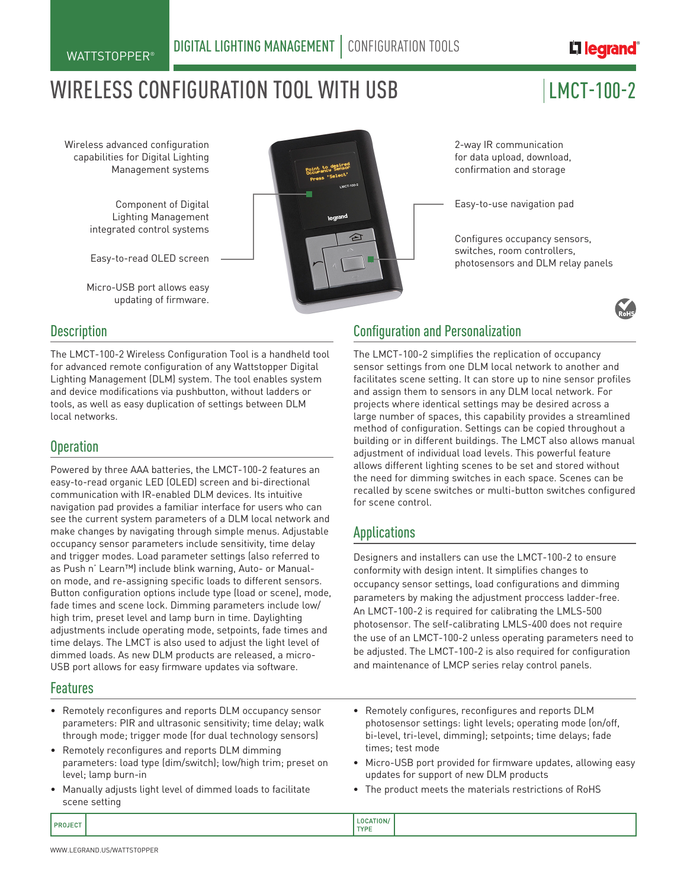WATTSTOPPER® | DIGITAL LIGHTING MANAGEMENT | CONFIGURATION TOOLS

# WIRELESS CONFIGURATION TOOL WITH USB | LMCT-100-2

Wireless advanced configuration capabilities for Digital Lighting Management systems

Component of Digital Lighting Management integrated control systems

Easy-to-read OLED screen

Micro-USB port allows easy updating of firmware.

2-way IR communication for data upload, download, confirmation and storage

Easy-to-use navigation pad

Configures occupancy sensors, switches, room controllers, photosensors and DLM relay panels

## Description

The LMCT-100-2 Wireless Configuration Tool is a handheld tool for advanced remote configuration of any Wattstopper Digital Lighting Management (DLM) system. The tool enables system and device modifications via pushbutton, without ladders or tools, as well as easy duplication of settings between DLM local networks.

## Operation

Powered by three AAA batteries, the LMCT-100-2 features an easy-to-read organic LED (OLED) screen and bi-directional communication with IR-enabled DLM devices. Its intuitive navigation pad provides a familiar interface for users who can see the current system parameters of a DLM local network and make changes by navigating through simple menus. Adjustable occupancy sensor parameters include sensitivity, time delay and trigger modes. Load parameter settings (also referred to as Push n' Learn™) include blink warning, Auto- or Manual-on mode, and re-assigning specific loads to different sensors. Button configuration options include type (load or scene), mode, fade times and scene lock. Dimming parameters include low/high trim, preset level and lamp burn in time. Daylighting adjustments include operating mode, setpoints, fade times and time delays. The LMCT is also used to adjust the light level of dimmed loads. As new DLM products are released, a micro-USB port allows for easy firmware updates via software.

## Configuration and Personalization

The LMCT-100-2 simplifies the replication of occupancy sensor settings from one DLM local network to another and facilitates scene setting. It can store up to nine sensor profiles and assign them to sensors in any DLM local network. For projects where identical settings may be desired across a large number of spaces, this capability provides a streamlined method of configuration. Settings can be copied throughout a building or in different buildings. The LMCT also allows manual adjustment of individual load levels. This powerful feature allows different lighting scenes to be set and stored without the need for dimming switches in each space. Scenes can be recalled by scene switches or multi-button switches configured for scene control.

## Applications

Designers and installers can use the LMCT-100-2 to ensure conformity with design intent. It simplifies changes to occupancy sensor settings, load configurations and dimming parameters by making the adjustment proccess ladder-free. An LMCT-100-2 is required for calibrating the LMLS-500 photosensor. The self-calibrating LMLS-400 does not require the use of an LMCT-100-2 unless operating parameters need to be adjusted. The LMCT-100-2 is also required for configuration and maintenance of LMCP series relay control panels.

## Features

- Remotely reconfigures and reports DLM occupancy sensor parameters: PIR and ultrasonic sensitivity; time delay; walk through mode; trigger mode (for dual technology sensors)
- Remotely reconfigures and reports DLM dimming parameters: load type (dim/switch); low/high trim; preset on level; lamp burn-in
- Manually adjusts light level of dimmed loads to facilitate scene setting
- Remotely configures, reconfigures and reports DLM photosensor settings: light levels; operating mode (on/off, bi-level, tri-level, dimming); setpoints; time delays; fade times; test mode
- Micro-USB port provided for firmware updates, allowing easy updates for support of new DLM products
- The product meets the materials restrictions of RoHS

| PROJECT | | LOCATION/ TYPE | |
|---|---|---|---|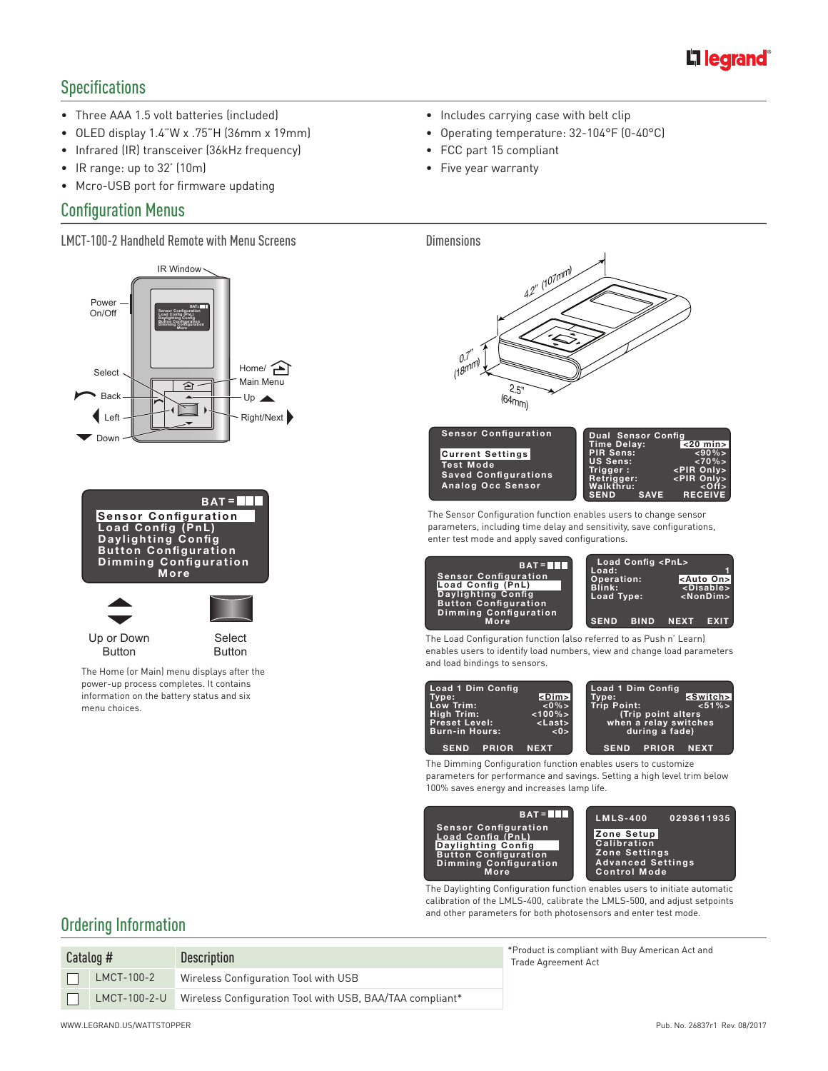## Specifications

- Three AAA 1.5 volt batteries (included)
- OLED display 1.4"W x .75"H (36mm x 19mm)
- Infrared (IR) transceiver (36kHz frequency)
- IR range: up to 32' (10m)
- Mcro-USB port for firmware updating
- Includes carrying case with belt clip
- Operating temperature: 32-104°F (0-40°C)
- FCC part 15 compliant
- Five year warranty

## Configuration Menus

### LMCT-100-2 Handheld Remote with Menu Screens

IR Window
Power On/Off
Select
Back
Left
Down
Home/ Main Menu
Up
Right/Next

BAT =
Sensor Configuration
Load Config (PnL)
Daylighting Config
Button Configuration
Dimming Configuration
More

Up or Down Button

Select Button

The Home (or Main) menu displays after the power-up process completes. It contains information on the battery status and six menu choices.

### Dimensions

4.2" (107mm)
0.7" (18mm)
2.5" (64mm)

Sensor Configuration
Current Settings
Test Mode
Saved Configurations
Analog Occ Sensor

Dual Sensor Config
Time Delay: <20 min>
PIR Sens: <90%>
US Sens: <70%>
Trigger : <PIR Only>
Retrigger: <PIR Only>
Walkthru: <Off>
SEND SAVE RECEIVE

The Sensor Configuration function enables users to change sensor parameters, including time delay and sensitivity, save configurations, enter test mode and apply saved configurations.

BAT =
Sensor Configuration
Load Config (PnL)
Daylighting Config
Button Configuration
Dimming Configuration
More

Load Config <PnL>
Load: 1
Operation: <Auto On>
Blink: <Disable>
Load Type: <NonDim>
SEND BIND NEXT EXIT

The Load Configuration function (also referred to as Push n' Learn) enables users to identify load numbers, view and change load parameters and load bindings to sensors.

Load 1 Dim Config
Type: <Dim>
Low Trim: <0%>
High Trim: <100%>
Preset Level: <Last>
Burn-in Hours: <0>
SEND PRIOR NEXT

Load 1 Dim Config
Type: <Switch>
Trip Point: <51%>
(Trip point alters when a relay switches during a fade)
SEND PRIOR NEXT

The Dimming Configuration function enables users to customize parameters for performance and savings. Setting a high level trim below 100% saves energy and increases lamp life.

BAT =
Sensor Configuration
Load Config (PnL)
Daylighting Config
Button Configuration
Dimming Configuration
More

LMLS-400 0293611935
Zone Setup
Calibration
Zone Settings
Advanced Settings
Control Mode

The Daylighting Configuration function enables users to initiate automatic calibration of the LMLS-400, calibrate the LMLS-500, and adjust setpoints and other parameters for both photosensors and enter test mode.

## Ordering Information

| | Catalog # | Description |
|---|---|---|
| ☐ | LMCT-100-2 | Wireless Configuration Tool with USB |
| ☐ | LMCT-100-2-U | Wireless Configuration Tool with USB, BAA/TAA compliant* |

*Product is compliant with Buy American Act and Trade Agreement Act

WWW.LEGRAND.US/WATTSTOPPER

Pub. No. 26837r1 Rev. 08/2017